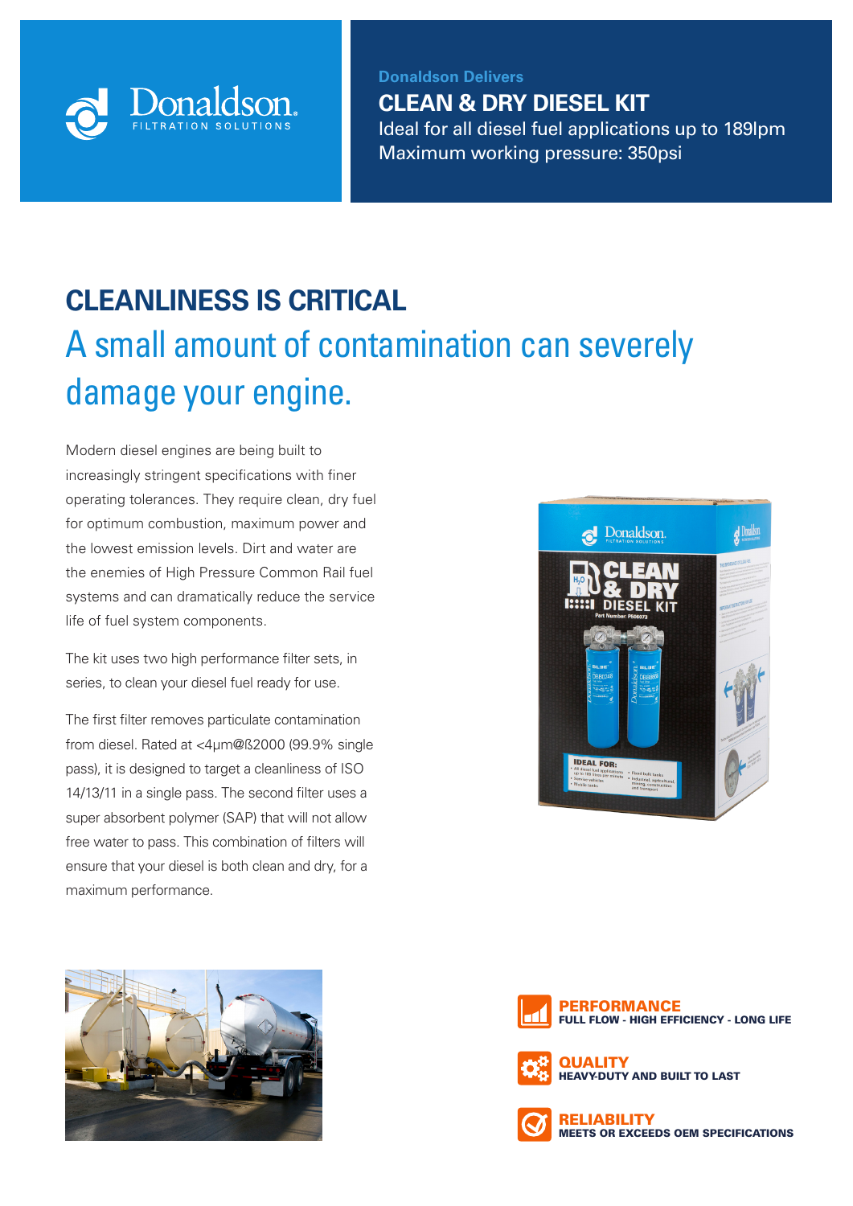Donaldson.
FILTRATION SOLUTIONS

**Donaldson Delivers**

# CLEAN & DRY DIESEL KIT

Ideal for all diesel fuel applications up to 189lpm
Maximum working pressure: 350psi

## CLEANLINESS IS CRITICAL

### A small amount of contamination can severely damage your engine.

Modern diesel engines are being built to increasingly stringent specifications with finer operating tolerances. They require clean, dry fuel for optimum combustion, maximum power and the lowest emission levels. Dirt and water are the enemies of High Pressure Common Rail fuel systems and can dramatically reduce the service life of fuel system components.

The kit uses two high performance filter sets, in series, to clean your diesel fuel ready for use.

The first filter removes particulate contamination from diesel. Rated at <4μm@ß2000 (99.9% single pass), it is designed to target a cleanliness of ISO 14/13/11 in a single pass. The second filter uses a super absorbent polymer (SAP) that will not allow free water to pass. This combination of filters will ensure that your diesel is both clean and dry, for a maximum performance.

**PERFORMANCE**
**FULL FLOW - HIGH EFFICIENCY - LONG LIFE**

**QUALITY**
**HEAVY-DUTY AND BUILT TO LAST**

**RELIABILITY**
**MEETS OR EXCEEDS OEM SPECIFICATIONS**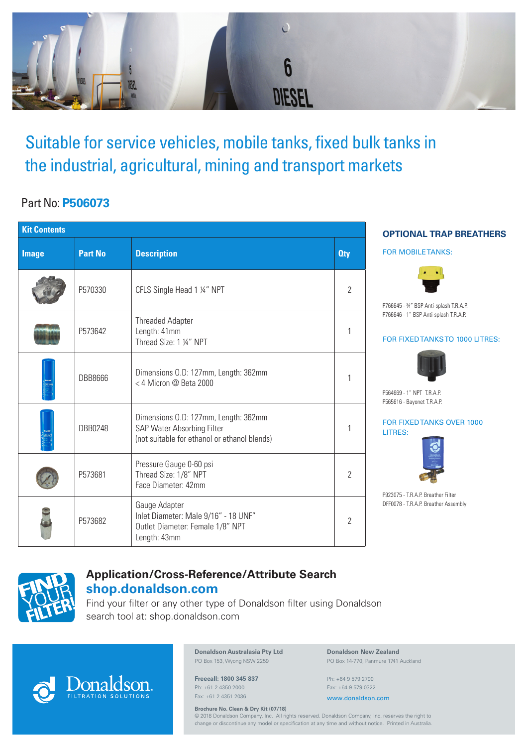# Suitable for service vehicles, mobile tanks, fixed bulk tanks in the industrial, agricultural, mining and transport markets

Part No: **P506073**

| Kit Contents | | | |
|---|---|---|---|
| **Image** | **Part No** | **Description** | **Qty** |
| | P570330 | CFLS Single Head 1 ¼" NPT | 2 |
| | P573642 | Threaded Adapter<br>Length: 41mm<br>Thread Size: 1 ¼" NPT | 1 |
| | DBB8666 | Dimensions O.D: 127mm, Length: 362mm<br>< 4 Micron @ Beta 2000 | 1 |
| | DBB0248 | Dimensions O.D: 127mm, Length: 362mm<br>SAP Water Absorbing Filter<br>(not suitable for ethanol or ethanol blends) | 1 |
| | P573681 | Pressure Gauge 0-60 psi<br>Thread Size: 1/8" NPT<br>Face Diameter: 42mm | 2 |
| | P573682 | Gauge Adapter<br>Inlet Diameter: Male 9/16" - 18 UNF"<br>Outlet Diameter: Female 1/8" NPT<br>Length: 43mm | 2 |

## OPTIONAL TRAP BREATHERS

### FOR MOBILE TANKS:

P766645 - ¾" BSP Anti-splash T.R.A.P.
P766646 - 1" BSP Anti-splash T.R.A.P.

### FOR FIXED TANKS TO 1000 LITRES:

P564669 - 1" NPT T.R.A.P.
P565616 - Bayonet T.R.A.P.

### FOR FIXED TANKS OVER 1000 LITRES:

P923075 - T.R.A.P. Breather Filter
DFF0078 - T.R.A.P. Breather Assembly

## Application/Cross-Reference/Attribute Search
## shop.donaldson.com

Find your filter or any other type of Donaldson filter using Donaldson search tool at: shop.donaldson.com

Donaldson. FILTRATION SOLUTIONS

**Donaldson Australasia Pty Ltd**
PO Box 153, Wyong NSW 2259

**Freecall: 1800 345 837**
Ph: +61 2 4350 2000
Fax: +61 2 4351 2036

**Donaldson New Zealand**
PO Box 14-770, Panmure 1741 Auckland

Ph: +64 9 579 2790
Fax: +64 9 579 0322
www.donaldson.com

**Brochure No. Clean & Dry Kit (07/18)**
© 2018 Donaldson Company, Inc. All rights reserved. Donaldson Company, Inc. reserves the right to change or discontinue any model or specification at any time and without notice. Printed in Australia.